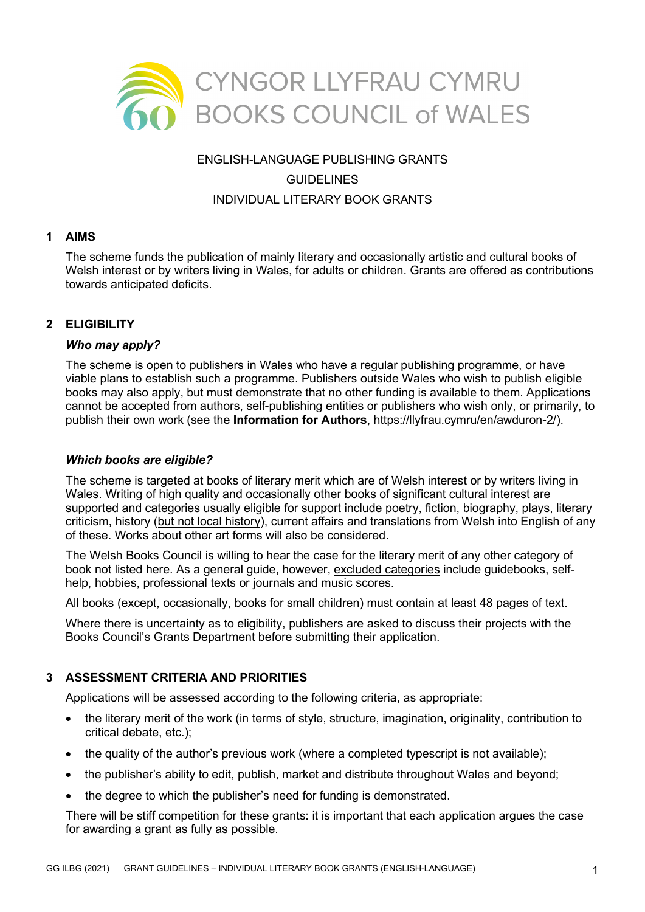CYNGOR LLYFRAU CYMRU
BOOKS COUNCIL of WALES

ENGLISH-LANGUAGE PUBLISHING GRANTS

GUIDELINES

INDIVIDUAL LITERARY BOOK GRANTS

## 1 AIMS

The scheme funds the publication of mainly literary and occasionally artistic and cultural books of Welsh interest or by writers living in Wales, for adults or children. Grants are offered as contributions towards anticipated deficits.

## 2 ELIGIBILITY

### *Who may apply?*

The scheme is open to publishers in Wales who have a regular publishing programme, or have viable plans to establish such a programme. Publishers outside Wales who wish to publish eligible books may also apply, but must demonstrate that no other funding is available to them. Applications cannot be accepted from authors, self-publishing entities or publishers who wish only, or primarily, to publish their own work (see the **Information for Authors**, https://llyfrau.cymru/en/awduron-2/).

### *Which books are eligible?*

The scheme is targeted at books of literary merit which are of Welsh interest or by writers living in Wales. Writing of high quality and occasionally other books of significant cultural interest are supported and categories usually eligible for support include poetry, fiction, biography, plays, literary criticism, history (<u>but not local history</u>), current affairs and translations from Welsh into English of any of these. Works about other art forms will also be considered.

The Welsh Books Council is willing to hear the case for the literary merit of any other category of book not listed here. As a general guide, however, <u>excluded categories</u> include guidebooks, self-help, hobbies, professional texts or journals and music scores.

All books (except, occasionally, books for small children) must contain at least 48 pages of text.

Where there is uncertainty as to eligibility, publishers are asked to discuss their projects with the Books Council's Grants Department before submitting their application.

## 3 ASSESSMENT CRITERIA AND PRIORITIES

Applications will be assessed according to the following criteria, as appropriate:

- the literary merit of the work (in terms of style, structure, imagination, originality, contribution to critical debate, etc.);
- the quality of the author's previous work (where a completed typescript is not available);
- the publisher's ability to edit, publish, market and distribute throughout Wales and beyond;
- the degree to which the publisher's need for funding is demonstrated.

There will be stiff competition for these grants: it is important that each application argues the case for awarding a grant as fully as possible.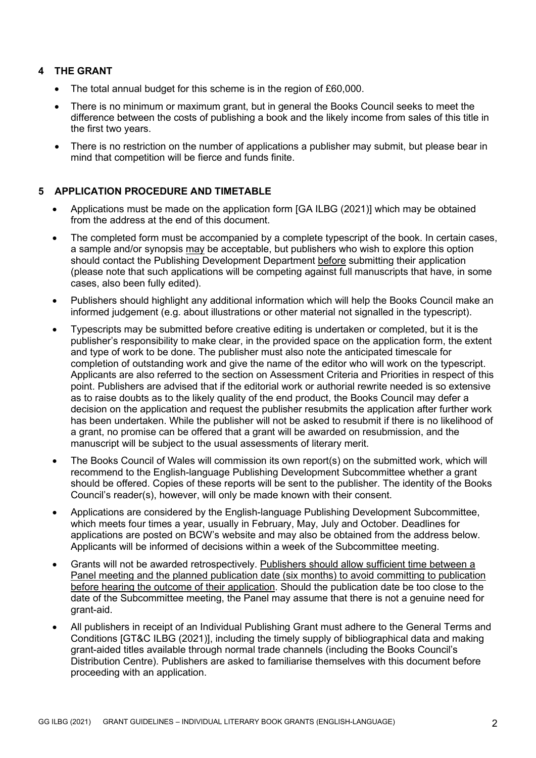## 4 THE GRANT

- The total annual budget for this scheme is in the region of £60,000.
- There is no minimum or maximum grant, but in general the Books Council seeks to meet the difference between the costs of publishing a book and the likely income from sales of this title in the first two years.
- There is no restriction on the number of applications a publisher may submit, but please bear in mind that competition will be fierce and funds finite.

## 5 APPLICATION PROCEDURE AND TIMETABLE

- Applications must be made on the application form [GA ILBG (2021)] which may be obtained from the address at the end of this document.
- The completed form must be accompanied by a complete typescript of the book. In certain cases, a sample and/or synopsis <u>may</u> be acceptable, but publishers who wish to explore this option should contact the Publishing Development Department <u>before</u> submitting their application (please note that such applications will be competing against full manuscripts that have, in some cases, also been fully edited).
- Publishers should highlight any additional information which will help the Books Council make an informed judgement (e.g. about illustrations or other material not signalled in the typescript).
- Typescripts may be submitted before creative editing is undertaken or completed, but it is the publisher's responsibility to make clear, in the provided space on the application form, the extent and type of work to be done. The publisher must also note the anticipated timescale for completion of outstanding work and give the name of the editor who will work on the typescript. Applicants are also referred to the section on Assessment Criteria and Priorities in respect of this point. Publishers are advised that if the editorial work or authorial rewrite needed is so extensive as to raise doubts as to the likely quality of the end product, the Books Council may defer a decision on the application and request the publisher resubmits the application after further work has been undertaken. While the publisher will not be asked to resubmit if there is no likelihood of a grant, no promise can be offered that a grant will be awarded on resubmission, and the manuscript will be subject to the usual assessments of literary merit.
- The Books Council of Wales will commission its own report(s) on the submitted work, which will recommend to the English-language Publishing Development Subcommittee whether a grant should be offered. Copies of these reports will be sent to the publisher. The identity of the Books Council's reader(s), however, will only be made known with their consent.
- Applications are considered by the English-language Publishing Development Subcommittee, which meets four times a year, usually in February, May, July and October. Deadlines for applications are posted on BCW's website and may also be obtained from the address below. Applicants will be informed of decisions within a week of the Subcommittee meeting.
- Grants will not be awarded retrospectively. <u>Publishers should allow sufficient time between a Panel meeting and the planned publication date (six months) to avoid committing to publication before hearing the outcome of their application</u>. Should the publication date be too close to the date of the Subcommittee meeting, the Panel may assume that there is not a genuine need for grant-aid.
- All publishers in receipt of an Individual Publishing Grant must adhere to the General Terms and Conditions [GT&C ILBG (2021)], including the timely supply of bibliographical data and making grant-aided titles available through normal trade channels (including the Books Council's Distribution Centre). Publishers are asked to familiarise themselves with this document before proceeding with an application.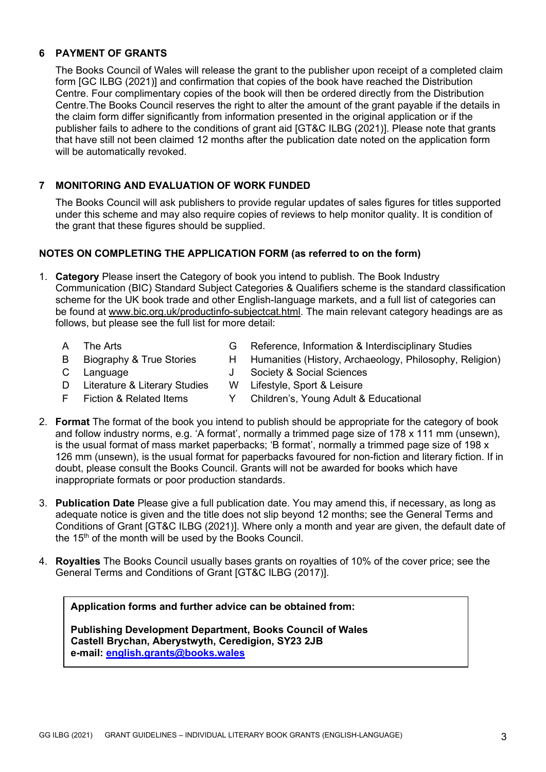## 6 PAYMENT OF GRANTS

The Books Council of Wales will release the grant to the publisher upon receipt of a completed claim form [GC ILBG (2021)] and confirmation that copies of the book have reached the Distribution Centre. Four complimentary copies of the book will then be ordered directly from the Distribution Centre.The Books Council reserves the right to alter the amount of the grant payable if the details in the claim form differ significantly from information presented in the original application or if the publisher fails to adhere to the conditions of grant aid [GT&C ILBG (2021)]. Please note that grants that have still not been claimed 12 months after the publication date noted on the application form will be automatically revoked.

## 7 MONITORING AND EVALUATION OF WORK FUNDED

The Books Council will ask publishers to provide regular updates of sales figures for titles supported under this scheme and may also require copies of reviews to help monitor quality. It is condition of the grant that these figures should be supplied.

## NOTES ON COMPLETING THE APPLICATION FORM (as referred to on the form)

1. **Category** Please insert the Category of book you intend to publish. The Book Industry Communication (BIC) Standard Subject Categories & Qualifiers scheme is the standard classification scheme for the UK book trade and other English-language markets, and a full list of categories can be found at www.bic.org.uk/productinfo-subjectcat.html. The main relevant category headings are as follows, but please see the full list for more detail:

   - A The Arts
   - B Biography & True Stories
   - C Language
   - D Literature & Literary Studies
   - F Fiction & Related Items
   - G Reference, Information & Interdisciplinary Studies
   - H Humanities (History, Archaeology, Philosophy, Religion)
   - J Society & Social Sciences
   - W Lifestyle, Sport & Leisure
   - Y Children's, Young Adult & Educational

2. **Format** The format of the book you intend to publish should be appropriate for the category of book and follow industry norms, e.g. 'A format', normally a trimmed page size of 178 x 111 mm (unsewn), is the usual format of mass market paperbacks; 'B format', normally a trimmed page size of 198 x 126 mm (unsewn), is the usual format for paperbacks favoured for non-fiction and literary fiction. If in doubt, please consult the Books Council. Grants will not be awarded for books which have inappropriate formats or poor production standards.

3. **Publication Date** Please give a full publication date. You may amend this, if necessary, as long as adequate notice is given and the title does not slip beyond 12 months; see the General Terms and Conditions of Grant [GT&C ILBG (2021)]. Where only a month and year are given, the default date of the 15th of the month will be used by the Books Council.

4. **Royalties** The Books Council usually bases grants on royalties of 10% of the cover price; see the General Terms and Conditions of Grant [GT&C ILBG (2017)].

**Application forms and further advice can be obtained from:**

**Publishing Development Department, Books Council of Wales**
**Castell Brychan, Aberystwyth, Ceredigion, SY23 2JB**
**e-mail: english.grants@books.wales**